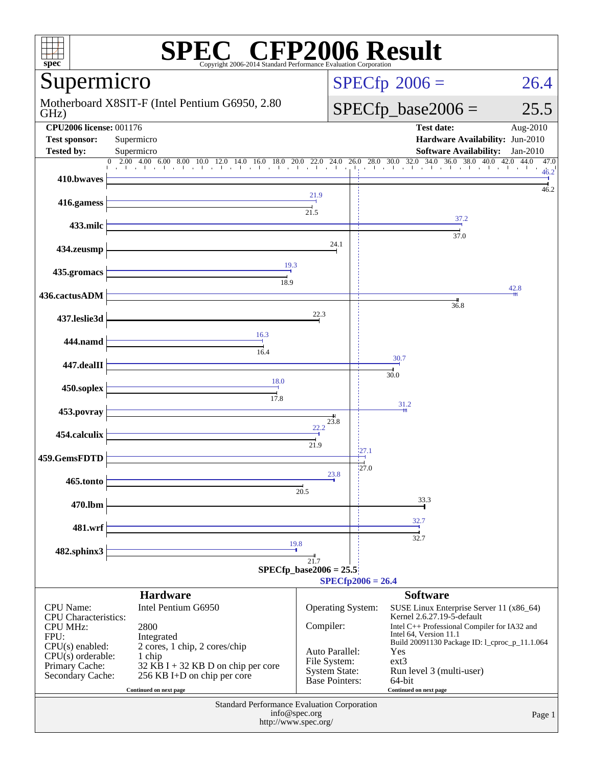# SPEC CFP2006 Result

Copyright 2006-2014 Standard Performance Evaluation Corporation

## Supermicro

Motherboard X8SIT-F (Intel Pentium G6950, 2.80 GHz)

SPECfp 2006 = 26.4

SPECfp_base2006 = 25.5

| | | | |
|---|---|---|---|
| **CPU2006 license:** 001176 | | **Test date:** | Aug-2010 |
| **Test sponsor:** | Supermicro | **Hardware Availability:** | Jun-2010 |
| **Tested by:** | Supermicro | **Software Availability:** | Jan-2010 |

| Benchmark | Peak | Base |
|---|---|---|
| 410.bwaves | 46.2 | 46.2 |
| 416.gamess | 21.9 | 21.5 |
| 433.milc | 37.2 | 37.0 |
| 434.zeusmp | 24.1 | 24.1 |
| 435.gromacs | 19.3 | 18.9 |
| 436.cactusADM | 42.8 | 36.8 |
| 437.leslie3d | 22.3 | 22.3 |
| 444.namd | 16.3 | 16.4 |
| 447.dealII | 30.7 | 30.0 |
| 450.soplex | 18.0 | 17.8 |
| 453.povray | 31.2 | 23.8 |
| 454.calculix | 22.2 | 21.9 |
| 459.GemsFDTD | 27.1 | 27.0 |
| 465.tonto | 23.8 | 20.5 |
| 470.lbm | 33.3 | 33.3 |
| 481.wrf | 32.7 | 32.7 |
| 482.sphinx3 | 19.8 | 21.7 |

SPECfp_base2006 = 25.5

SPECfp2006 = 26.4

## Hardware

| | |
|---|---|
| CPU Name: | Intel Pentium G6950 |
| CPU Characteristics: | |
| CPU MHz: | 2800 |
| FPU: | Integrated |
| CPU(s) enabled: | 2 cores, 1 chip, 2 cores/chip |
| CPU(s) orderable: | 1 chip |
| Primary Cache: | 32 KB I + 32 KB D on chip per core |
| Secondary Cache: | 256 KB I+D on chip per core |

Continued on next page

## Software

| | |
|---|---|
| Operating System: | SUSE Linux Enterprise Server 11 (x86_64) Kernel 2.6.27.19-5-default |
| Compiler: | Intel C++ Professional Compiler for IA32 and Intel 64, Version 11.1 Build 20091130 Package ID: l_cproc_p_11.1.064 |
| Auto Parallel: | Yes |
| File System: | ext3 |
| System State: | Run level 3 (multi-user) |
| Base Pointers: | 64-bit |

Continued on next page

Standard Performance Evaluation Corporation
info@spec.org
http://www.spec.org/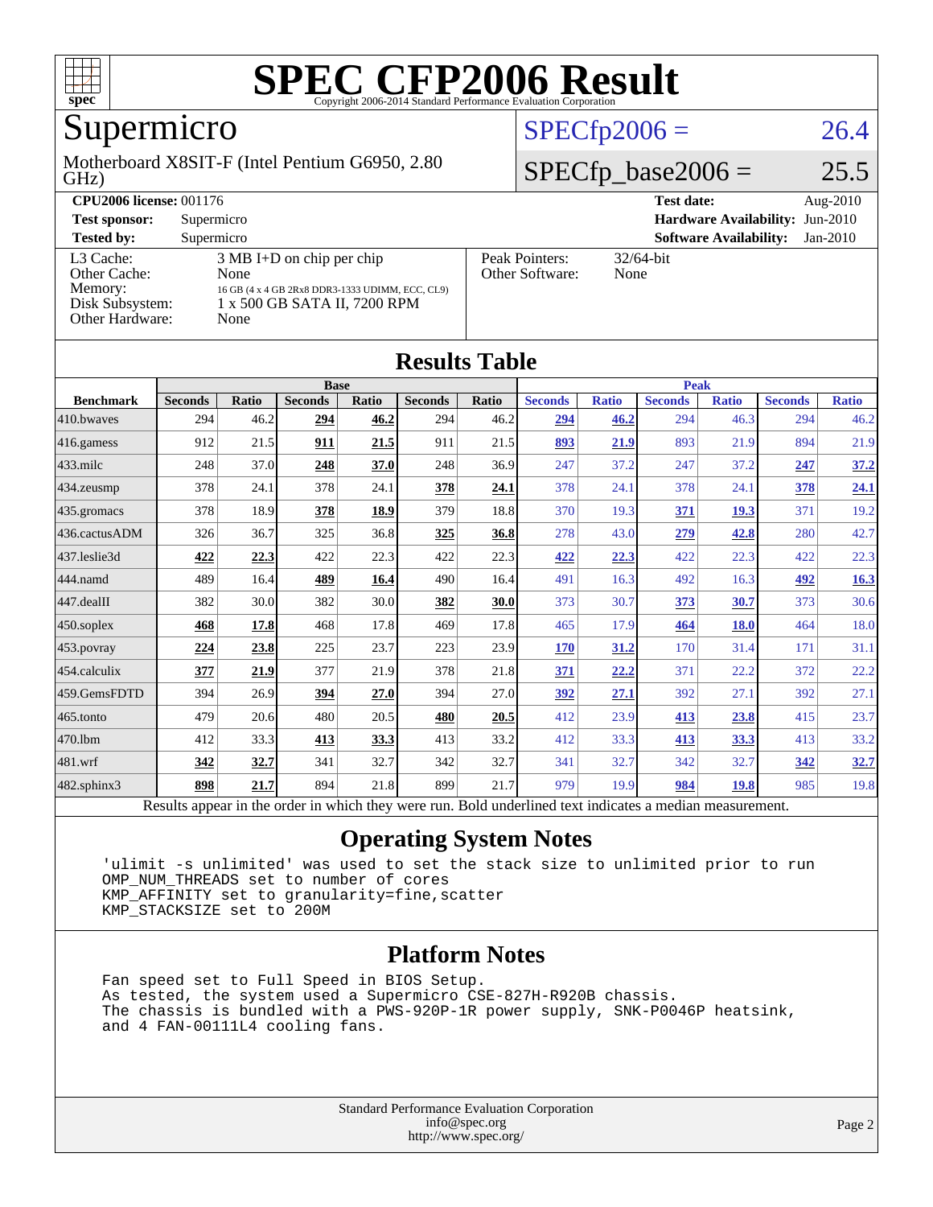# SPEC CFP2006 Result

Copyright 2006-2014 Standard Performance Evaluation Corporation

## Supermicro

Motherboard X8SIT-F (Intel Pentium G6950, 2.80 GHz)

SPECfp2006 = 26.4

SPECfp_base2006 = 25.5

| | | | |
|---|---|---|---|
| **CPU2006 license:** 001176 | | **Test date:** | Aug-2010 |
| **Test sponsor:** | Supermicro | **Hardware Availability:** | Jun-2010 |
| **Tested by:** | Supermicro | **Software Availability:** | Jan-2010 |

| | | | |
|---|---|---|---|
| L3 Cache: | 3 MB I+D on chip per chip | Peak Pointers: | 32/64-bit |
| Other Cache: | None | Other Software: | None |
| Memory: | 16 GB (4 x 4 GB 2Rx8 DDR3-1333 UDIMM, ECC, CL9) | | |
| Disk Subsystem: | 1 x 500 GB SATA II, 7200 RPM | | |
| Other Hardware: | None | | |

## Results Table

| | Base | | | | | | Peak | | | | | |
|---|---|---|---|---|---|---|---|---|---|---|---|---|
| **Benchmark** | **Seconds** | **Ratio** | **Seconds** | **Ratio** | **Seconds** | **Ratio** | **Seconds** | **Ratio** | **Seconds** | **Ratio** | **Seconds** | **Ratio** |
| 410.bwaves | 294 | 46.2 | **294** | **46.2** | 294 | 46.2 | **294** | **46.2** | 294 | 46.3 | 294 | 46.2 |
| 416.gamess | 912 | 21.5 | **911** | **21.5** | 911 | 21.5 | **893** | **21.9** | 893 | 21.9 | 894 | 21.9 |
| 433.milc | 248 | 37.0 | **248** | **37.0** | 248 | 36.9 | 247 | 37.2 | 247 | 37.2 | **247** | **37.2** |
| 434.zeusmp | 378 | 24.1 | 378 | 24.1 | **378** | **24.1** | 378 | 24.1 | 378 | 24.1 | **378** | **24.1** |
| 435.gromacs | 378 | 18.9 | **378** | **18.9** | 379 | 18.8 | 370 | 19.3 | **371** | **19.3** | 371 | 19.2 |
| 436.cactusADM | 326 | 36.7 | 325 | 36.8 | **325** | **36.8** | 278 | 43.0 | **279** | **42.8** | 280 | 42.7 |
| 437.leslie3d | **422** | **22.3** | 422 | 22.3 | 422 | 22.3 | **422** | **22.3** | 422 | 22.3 | 422 | 22.3 |
| 444.namd | 489 | 16.4 | **489** | **16.4** | 490 | 16.4 | 491 | 16.3 | 492 | 16.3 | **492** | **16.3** |
| 447.dealII | 382 | 30.0 | 382 | 30.0 | **382** | **30.0** | 373 | 30.7 | **373** | **30.7** | 373 | 30.6 |
| 450.soplex | **468** | **17.8** | 468 | 17.8 | 469 | 17.8 | 465 | 17.9 | **464** | **18.0** | 464 | 18.0 |
| 453.povray | **224** | **23.8** | 225 | 23.7 | 223 | 23.9 | **170** | **31.2** | 170 | 31.4 | 171 | 31.1 |
| 454.calculix | **377** | **21.9** | 377 | 21.9 | 378 | 21.8 | **371** | **22.2** | 371 | 22.2 | 372 | 22.2 |
| 459.GemsFDTD | 394 | 26.9 | **394** | **27.0** | 394 | 27.0 | **392** | **27.1** | 392 | 27.1 | 392 | 27.1 |
| 465.tonto | 479 | 20.6 | 480 | 20.5 | **480** | **20.5** | 412 | 23.9 | **413** | **23.8** | 415 | 23.7 |
| 470.lbm | 412 | 33.3 | **413** | **33.3** | 413 | 33.2 | 412 | 33.3 | **413** | **33.3** | 413 | 33.2 |
| 481.wrf | **342** | **32.7** | 341 | 32.7 | 342 | 32.7 | 341 | 32.7 | 342 | 32.7 | **342** | **32.7** |
| 482.sphinx3 | **898** | **21.7** | 894 | 21.8 | 899 | 21.7 | 979 | 19.9 | **984** | **19.8** | 985 | 19.8 |

Results appear in the order in which they were run. Bold underlined text indicates a median measurement.

## Operating System Notes

```
'ulimit -s unlimited' was used to set the stack size to unlimited prior to run
OMP_NUM_THREADS set to number of cores
KMP_AFFINITY set to granularity=fine,scatter
KMP_STACKSIZE set to 200M
```

## Platform Notes

```
Fan speed set to Full Speed in BIOS Setup.
As tested, the system used a Supermicro CSE-827H-R920B chassis.
The chassis is bundled with a PWS-920P-1R power supply, SNK-P0046P heatsink,
and 4 FAN-00111L4 cooling fans.
```

Standard Performance Evaluation Corporation
info@spec.org
http://www.spec.org/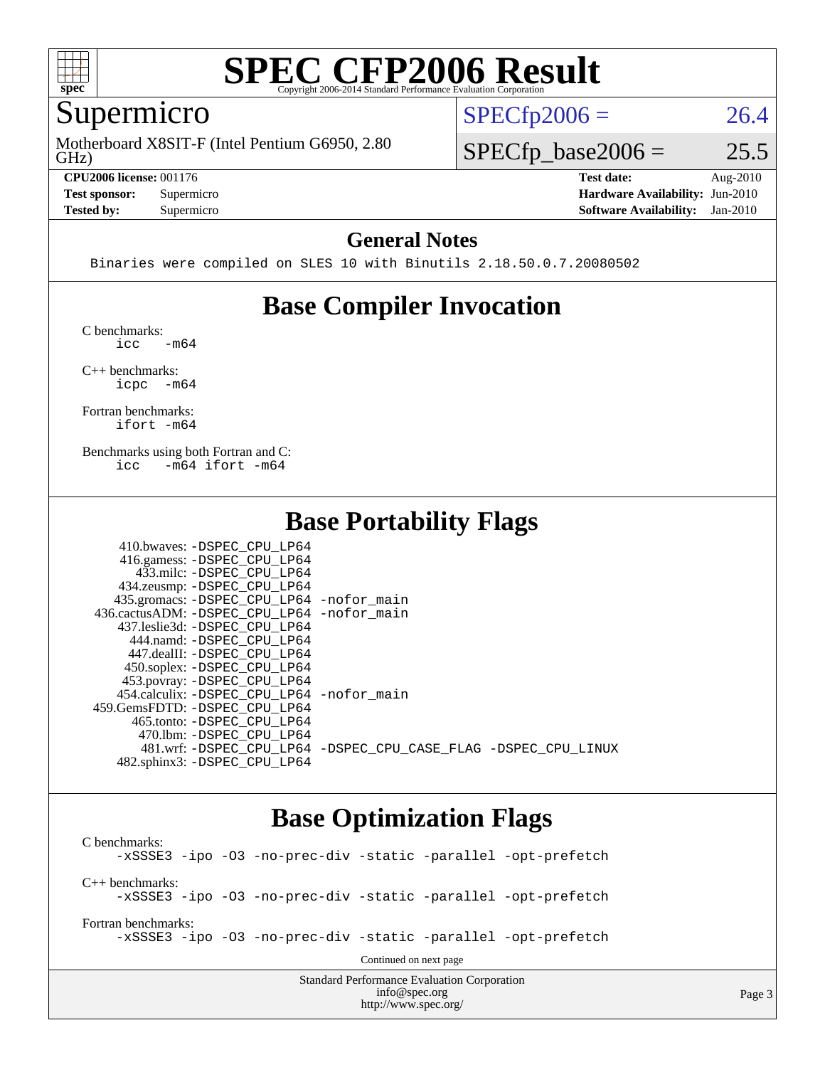# SPEC CFP2006 Result

Copyright 2006-2014 Standard Performance Evaluation Corporation

## Supermicro

Motherboard X8SIT-F (Intel Pentium G6950, 2.80 GHz)

SPECfp2006 = 26.4

SPECfp_base2006 = 25.5

**CPU2006 license:** 001176
**Test sponsor:** Supermicro
**Tested by:** Supermicro

**Test date:** Aug-2010
**Hardware Availability:** Jun-2010
**Software Availability:** Jan-2010

## General Notes

```
Binaries were compiled on SLES 10 with Binutils 2.18.50.0.7.20080502
```

## Base Compiler Invocation

C benchmarks:
```
icc   -m64
```

C++ benchmarks:
```
icpc  -m64
```

Fortran benchmarks:
```
ifort -m64
```

Benchmarks using both Fortran and C:
```
icc   -m64 ifort -m64
```

## Base Portability Flags

```
    410.bwaves: -DSPEC_CPU_LP64
    416.gamess: -DSPEC_CPU_LP64
      433.milc: -DSPEC_CPU_LP64
    434.zeusmp: -DSPEC_CPU_LP64
   435.gromacs: -DSPEC_CPU_LP64 -nofor_main
436.cactusADM: -DSPEC_CPU_LP64 -nofor_main
  437.leslie3d: -DSPEC_CPU_LP64
      444.namd: -DSPEC_CPU_LP64
    447.dealII: -DSPEC_CPU_LP64
    450.soplex: -DSPEC_CPU_LP64
    453.povray: -DSPEC_CPU_LP64
  454.calculix: -DSPEC_CPU_LP64 -nofor_main
 459.GemsFDTD: -DSPEC_CPU_LP64
     465.tonto: -DSPEC_CPU_LP64
       470.lbm: -DSPEC_CPU_LP64
       481.wrf: -DSPEC_CPU_LP64 -DSPEC_CPU_CASE_FLAG -DSPEC_CPU_LINUX
   482.sphinx3: -DSPEC_CPU_LP64
```

## Base Optimization Flags

C benchmarks:
```
-xSSSE3 -ipo -O3 -no-prec-div -static -parallel -opt-prefetch
```

C++ benchmarks:
```
-xSSSE3 -ipo -O3 -no-prec-div -static -parallel -opt-prefetch
```

Fortran benchmarks:
```
-xSSSE3 -ipo -O3 -no-prec-div -static -parallel -opt-prefetch
```

Continued on next page

Standard Performance Evaluation Corporation
info@spec.org
http://www.spec.org/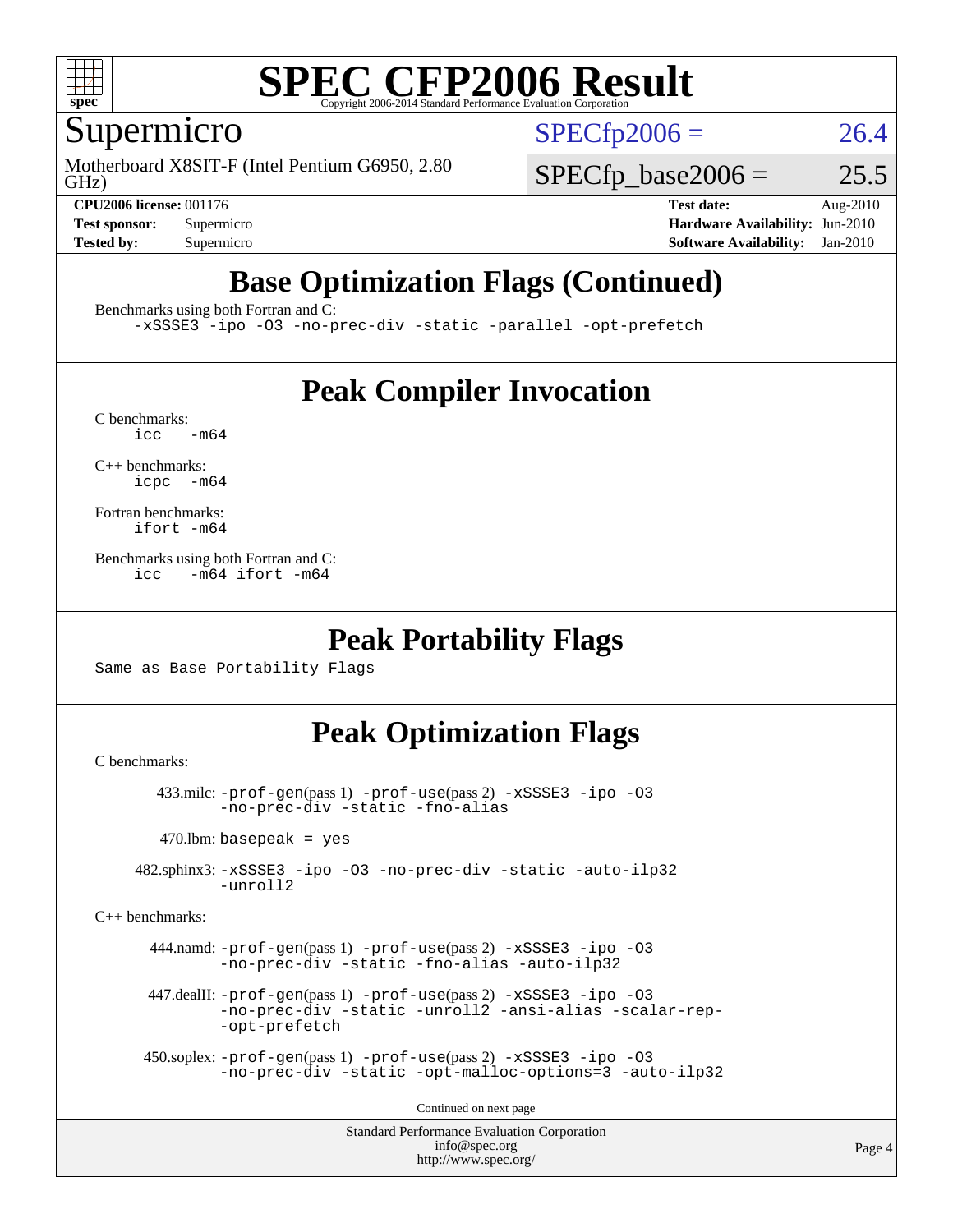# SPEC CFP2006 Result

Copyright 2006-2014 Standard Performance Evaluation Corporation

## Supermicro

Motherboard X8SIT-F (Intel Pentium G6950, 2.80 GHz)

SPECfp2006 = 26.4

SPECfp_base2006 = 25.5

**CPU2006 license:** 001176
**Test sponsor:** Supermicro
**Tested by:** Supermicro

**Test date:** Aug-2010
**Hardware Availability:** Jun-2010
**Software Availability:** Jan-2010

## Base Optimization Flags (Continued)

Benchmarks using both Fortran and C:

```
-xSSSE3 -ipo -O3 -no-prec-div -static -parallel -opt-prefetch
```

## Peak Compiler Invocation

C benchmarks:

```
icc  -m64
```

C++ benchmarks:

```
icpc  -m64
```

Fortran benchmarks:

```
ifort -m64
```

Benchmarks using both Fortran and C:

```
icc  -m64 ifort -m64
```

## Peak Portability Flags

Same as Base Portability Flags

## Peak Optimization Flags

C benchmarks:

433.milc: -prof-gen(pass 1) -prof-use(pass 2) -xSSSE3 -ipo -O3 -no-prec-div -static -fno-alias

470.lbm: basepeak = yes

482.sphinx3: -xSSSE3 -ipo -O3 -no-prec-div -static -auto-ilp32 -unroll2

C++ benchmarks:

444.namd: -prof-gen(pass 1) -prof-use(pass 2) -xSSSE3 -ipo -O3 -no-prec-div -static -fno-alias -auto-ilp32

447.dealII: -prof-gen(pass 1) -prof-use(pass 2) -xSSSE3 -ipo -O3 -no-prec-div -static -unroll2 -ansi-alias -scalar-rep- -opt-prefetch

450.soplex: -prof-gen(pass 1) -prof-use(pass 2) -xSSSE3 -ipo -O3 -no-prec-div -static -opt-malloc-options=3 -auto-ilp32

Continued on next page

Standard Performance Evaluation Corporation
info@spec.org
http://www.spec.org/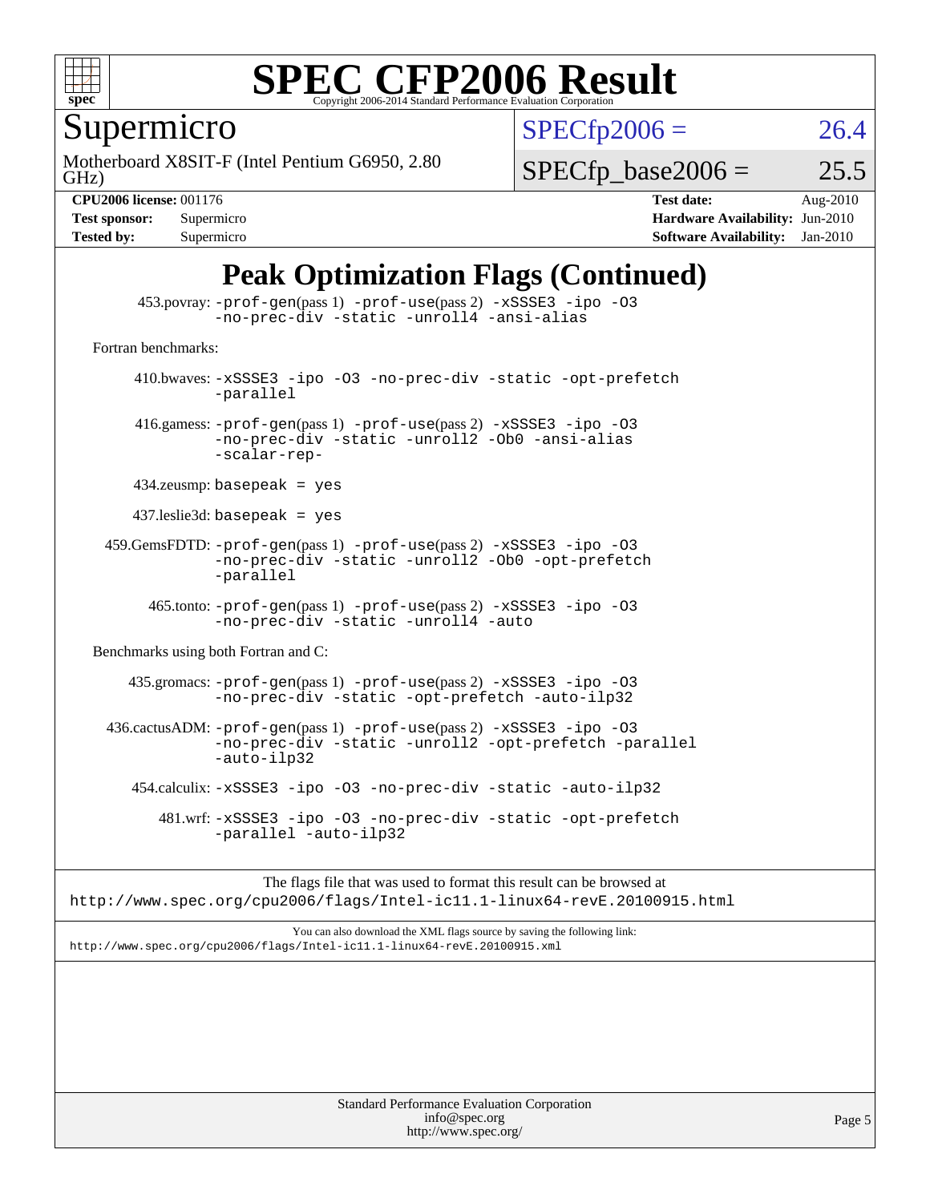# SPEC CFP2006 Result

Copyright 2006-2014 Standard Performance Evaluation Corporation

**Supermicro**

Motherboard X8SIT-F (Intel Pentium G6950, 2.80 GHz)

SPECfp2006 = 26.4

SPECfp_base2006 = 25.5

| | | | |
|---|---|---|---|
| **CPU2006 license:** 001176 | | **Test date:** | Aug-2010 |
| **Test sponsor:** | Supermicro | **Hardware Availability:** | Jun-2010 |
| **Tested by:** | Supermicro | **Software Availability:** | Jan-2010 |

## Peak Optimization Flags (Continued)

453.povray: -prof-gen(pass 1) -prof-use(pass 2) -xSSSE3 -ipo -O3 -no-prec-div -static -unroll4 -ansi-alias

Fortran benchmarks:

410.bwaves: -xSSSE3 -ipo -O3 -no-prec-div -static -opt-prefetch -parallel

416.gamess: -prof-gen(pass 1) -prof-use(pass 2) -xSSSE3 -ipo -O3 -no-prec-div -static -unroll2 -Ob0 -ansi-alias -scalar-rep-

434.zeusmp: basepeak = yes

437.leslie3d: basepeak = yes

459.GemsFDTD: -prof-gen(pass 1) -prof-use(pass 2) -xSSSE3 -ipo -O3 -no-prec-div -static -unroll2 -Ob0 -opt-prefetch -parallel

465.tonto: -prof-gen(pass 1) -prof-use(pass 2) -xSSSE3 -ipo -O3 -no-prec-div -static -unroll4 -auto

Benchmarks using both Fortran and C:

435.gromacs: -prof-gen(pass 1) -prof-use(pass 2) -xSSSE3 -ipo -O3 -no-prec-div -static -opt-prefetch -auto-ilp32

436.cactusADM: -prof-gen(pass 1) -prof-use(pass 2) -xSSSE3 -ipo -O3 -no-prec-div -static -unroll2 -opt-prefetch -parallel -auto-ilp32

454.calculix: -xSSSE3 -ipo -O3 -no-prec-div -static -auto-ilp32

481.wrf: -xSSSE3 -ipo -O3 -no-prec-div -static -opt-prefetch -parallel -auto-ilp32

The flags file that was used to format this result can be browsed at
http://www.spec.org/cpu2006/flags/Intel-ic11.1-linux64-revE.20100915.html

You can also download the XML flags source by saving the following link:
http://www.spec.org/cpu2006/flags/Intel-ic11.1-linux64-revE.20100915.xml

Standard Performance Evaluation Corporation
info@spec.org
http://www.spec.org/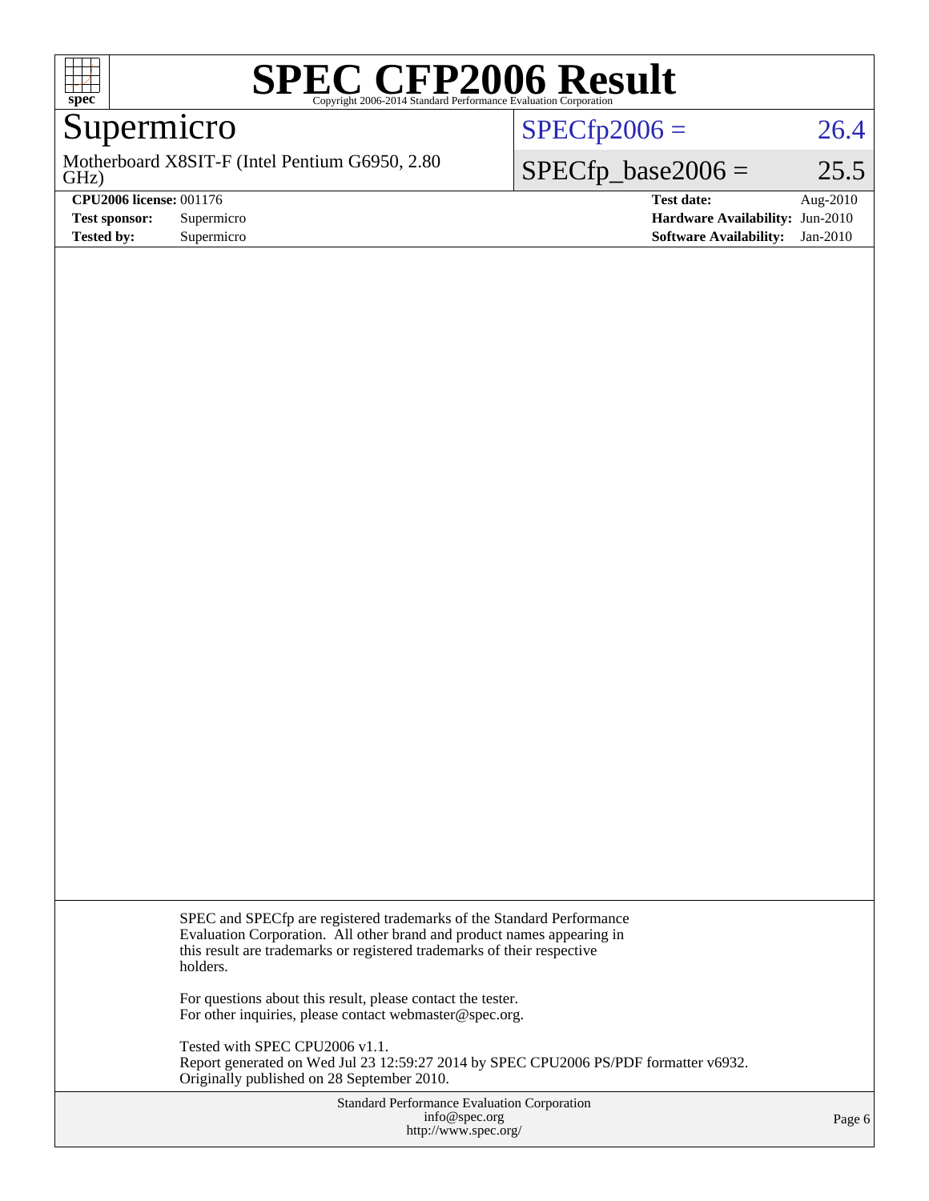SPEC and SPECfp are registered trademarks of the Standard Performance Evaluation Corporation. All other brand and product names appearing in this result are trademarks or registered trademarks of their respective holders.

For questions about this result, please contact the tester.
For other inquiries, please contact webmaster@spec.org.

Tested with SPEC CPU2006 v1.1.
Report generated on Wed Jul 23 12:59:27 2014 by SPEC CPU2006 PS/PDF formatter v6932.
Originally published on 28 September 2010.